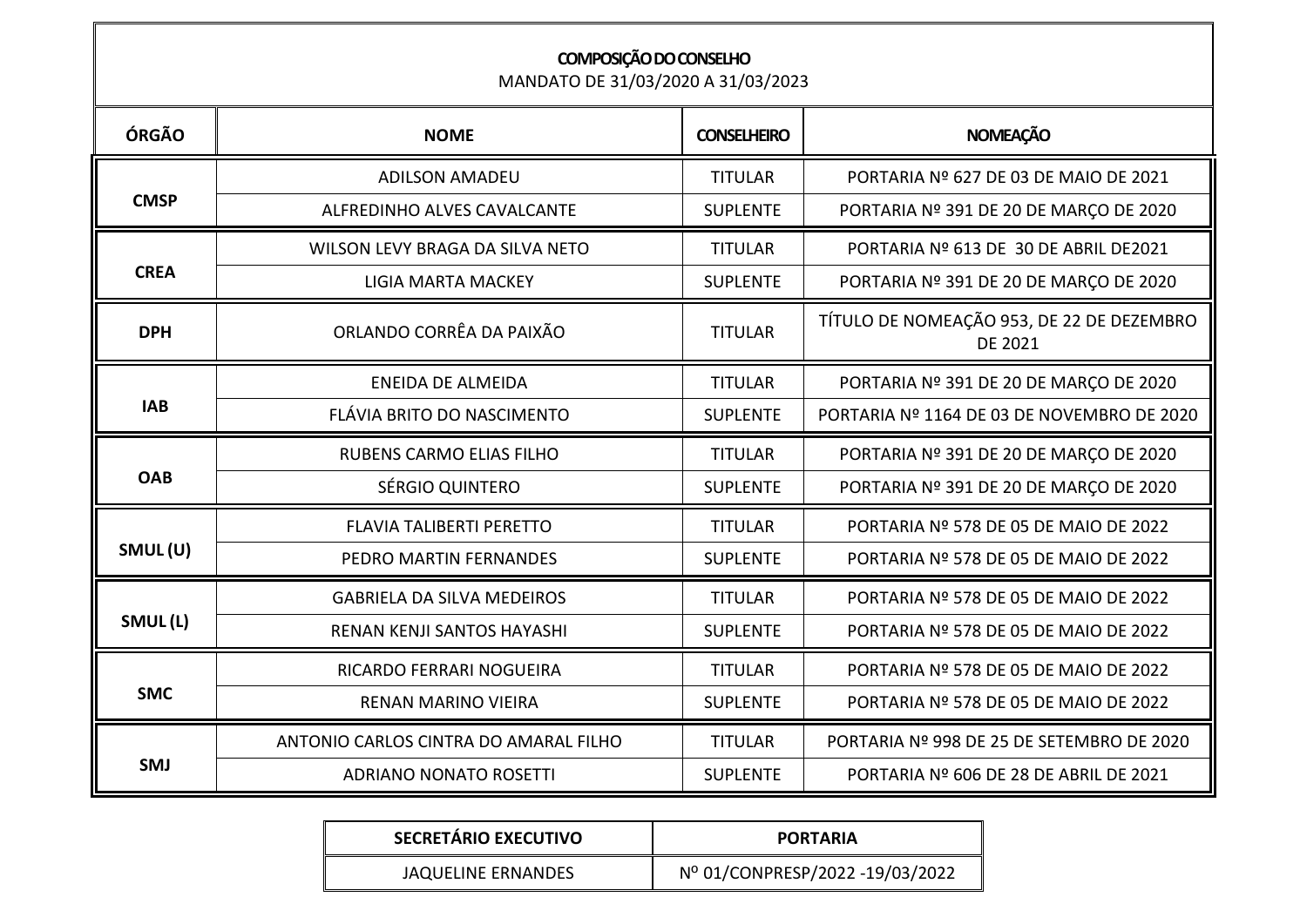**COMPOSIÇÃO DO CONSELHO**

MANDATO DE 31/03/2020 A 31/03/2023

| ÓRGÃO | NOME | CONSELHEIRO | NOMEAÇÃO |
|---|---|---|---|
| CMSP | ADILSON AMADEU | TITULAR | PORTARIA Nº 627 DE 03 DE MAIO DE 2021 |
| | ALFREDINHO ALVES CAVALCANTE | SUPLENTE | PORTARIA Nº 391 DE 20 DE MARÇO DE 2020 |
| CREA | WILSON LEVY BRAGA DA SILVA NETO | TITULAR | PORTARIA Nº 613 DE 30 DE ABRIL DE2021 |
| | LIGIA MARTA MACKEY | SUPLENTE | PORTARIA Nº 391 DE 20 DE MARÇO DE 2020 |
| DPH | ORLANDO CORRÊA DA PAIXÃO | TITULAR | TÍTULO DE NOMEAÇÃO 953, DE 22 DE DEZEMBRO DE 2021 |
| IAB | ENEIDA DE ALMEIDA | TITULAR | PORTARIA Nº 391 DE 20 DE MARÇO DE 2020 |
| | FLÁVIA BRITO DO NASCIMENTO | SUPLENTE | PORTARIA Nº 1164 DE 03 DE NOVEMBRO DE 2020 |
| OAB | RUBENS CARMO ELIAS FILHO | TITULAR | PORTARIA Nº 391 DE 20 DE MARÇO DE 2020 |
| | SÉRGIO QUINTERO | SUPLENTE | PORTARIA Nº 391 DE 20 DE MARÇO DE 2020 |
| SMUL (U) | FLAVIA TALIBERTI PERETTO | TITULAR | PORTARIA Nº 578 DE 05 DE MAIO DE 2022 |
| | PEDRO MARTIN FERNANDES | SUPLENTE | PORTARIA Nº 578 DE 05 DE MAIO DE 2022 |
| SMUL (L) | GABRIELA DA SILVA MEDEIROS | TITULAR | PORTARIA Nº 578 DE 05 DE MAIO DE 2022 |
| | RENAN KENJI SANTOS HAYASHI | SUPLENTE | PORTARIA Nº 578 DE 05 DE MAIO DE 2022 |
| SMC | RICARDO FERRARI NOGUEIRA | TITULAR | PORTARIA Nº 578 DE 05 DE MAIO DE 2022 |
| | RENAN MARINO VIEIRA | SUPLENTE | PORTARIA Nº 578 DE 05 DE MAIO DE 2022 |
| SMJ | ANTONIO CARLOS CINTRA DO AMARAL FILHO | TITULAR | PORTARIA Nº 998 DE 25 DE SETEMBRO DE 2020 |
| | ADRIANO NONATO ROSETTI | SUPLENTE | PORTARIA Nº 606 DE 28 DE ABRIL DE 2021 |

| SECRETÁRIO EXECUTIVO | PORTARIA |
|---|---|
| JAQUELINE ERNANDES | Nº 01/CONPRESP/2022 -19/03/2022 |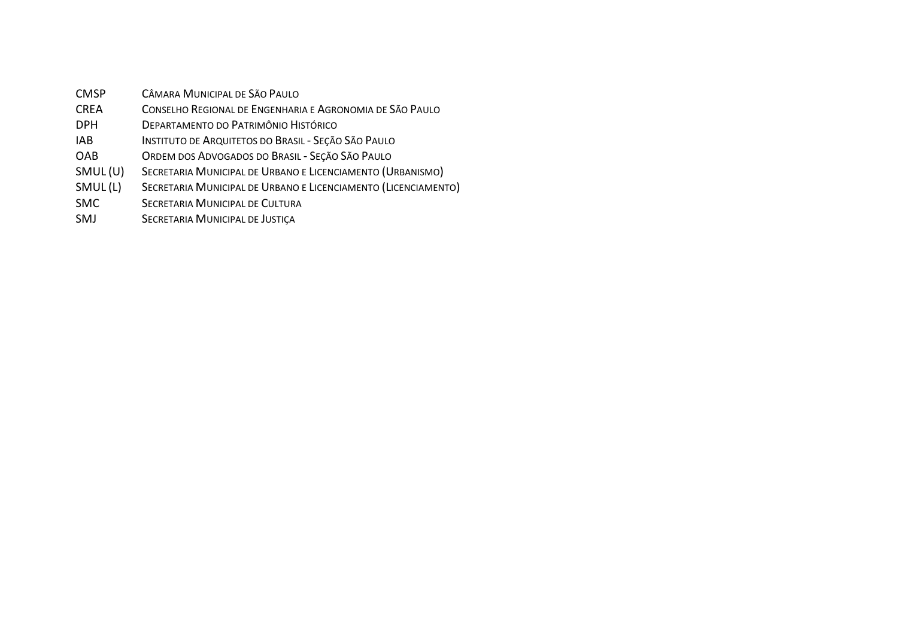| | |
|---|---|
| CMSP | Câmara Municipal de São Paulo |
| CREA | Conselho Regional de Engenharia e Agronomia de São Paulo |
| DPH | Departamento do Patrimônio Histórico |
| IAB | Instituto de Arquitetos do Brasil - Seção São Paulo |
| OAB | Ordem dos Advogados do Brasil - Seção São Paulo |
| SMUL (U) | Secretaria Municipal de Urbano e Licenciamento (Urbanismo) |
| SMUL (L) | Secretaria Municipal de Urbano e Licenciamento (Licenciamento) |
| SMC | Secretaria Municipal de Cultura |
| SMJ | Secretaria Municipal de Justiça |